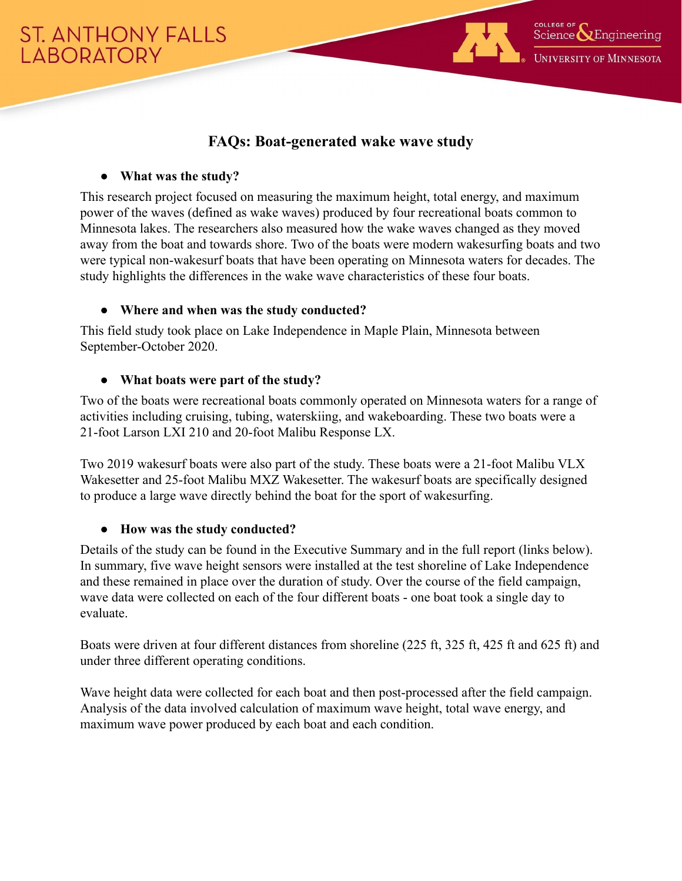# FAQs: Boat-generated wake wave study

- **What was the study?**

This research project focused on measuring the maximum height, total energy, and maximum power of the waves (defined as wake waves) produced by four recreational boats common to Minnesota lakes. The researchers also measured how the wake waves changed as they moved away from the boat and towards shore. Two of the boats were modern wakesurfing boats and two were typical non-wakesurf boats that have been operating on Minnesota waters for decades. The study highlights the differences in the wake wave characteristics of these four boats.

- **Where and when was the study conducted?**

This field study took place on Lake Independence in Maple Plain, Minnesota between September-October 2020.

- **What boats were part of the study?**

Two of the boats were recreational boats commonly operated on Minnesota waters for a range of activities including cruising, tubing, waterskiing, and wakeboarding. These two boats were a 21-foot Larson LXI 210 and 20-foot Malibu Response LX.

Two 2019 wakesurf boats were also part of the study. These boats were a 21-foot Malibu VLX Wakesetter and 25-foot Malibu MXZ Wakesetter. The wakesurf boats are specifically designed to produce a large wave directly behind the boat for the sport of wakesurfing.

- **How was the study conducted?**

Details of the study can be found in the Executive Summary and in the full report (links below). In summary, five wave height sensors were installed at the test shoreline of Lake Independence and these remained in place over the duration of study. Over the course of the field campaign, wave data were collected on each of the four different boats - one boat took a single day to evaluate.

Boats were driven at four different distances from shoreline (225 ft, 325 ft, 425 ft and 625 ft) and under three different operating conditions.

Wave height data were collected for each boat and then post-processed after the field campaign. Analysis of the data involved calculation of maximum wave height, total wave energy, and maximum wave power produced by each boat and each condition.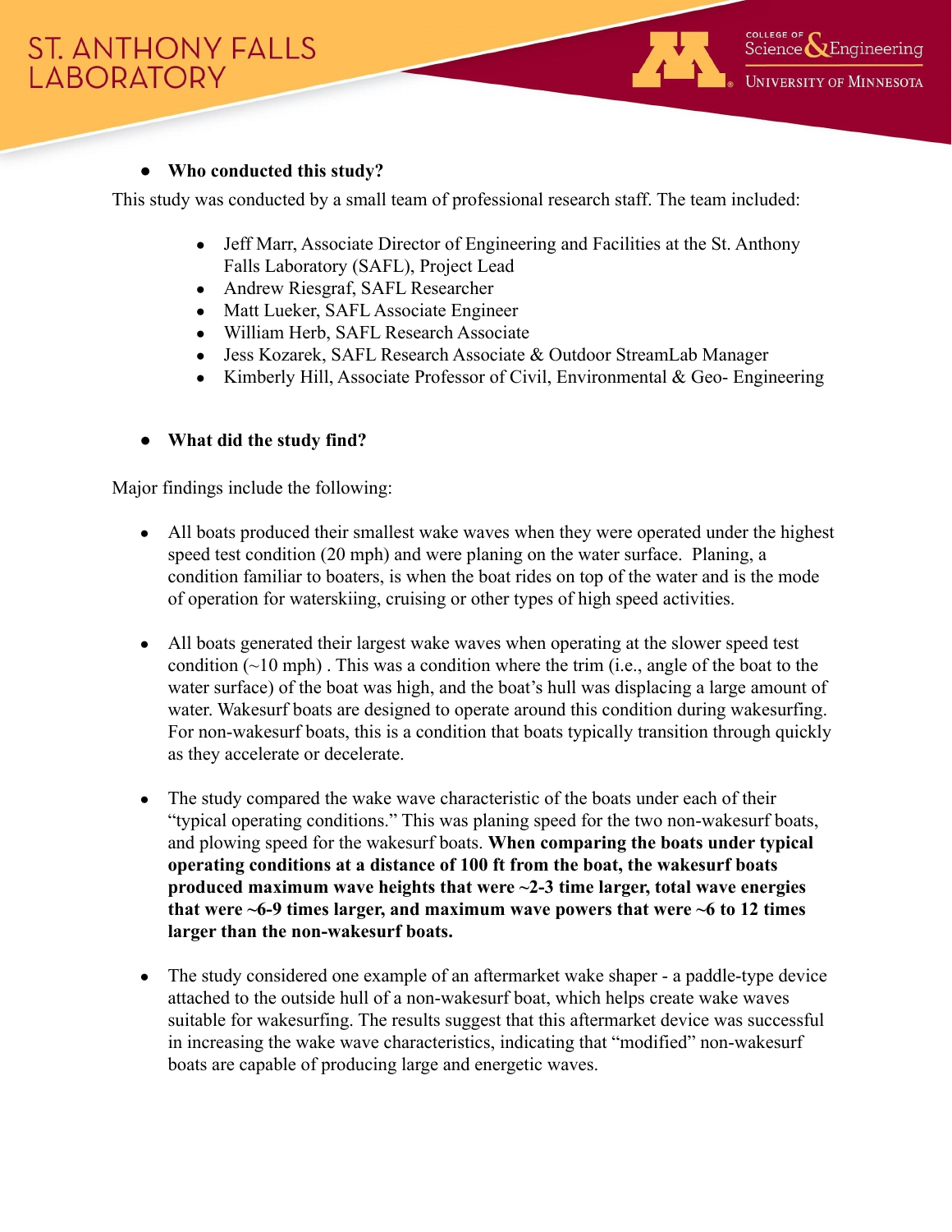- **Who conducted this study?**

This study was conducted by a small team of professional research staff. The team included:

- Jeff Marr, Associate Director of Engineering and Facilities at the St. Anthony Falls Laboratory (SAFL), Project Lead
- Andrew Riesgraf, SAFL Researcher
- Matt Lueker, SAFL Associate Engineer
- William Herb, SAFL Research Associate
- Jess Kozarek, SAFL Research Associate & Outdoor StreamLab Manager
- Kimberly Hill, Associate Professor of Civil, Environmental & Geo- Engineering

- **What did the study find?**

Major findings include the following:

- All boats produced their smallest wake waves when they were operated under the highest speed test condition (20 mph) and were planing on the water surface. Planing, a condition familiar to boaters, is when the boat rides on top of the water and is the mode of operation for waterskiing, cruising or other types of high speed activities.

- All boats generated their largest wake waves when operating at the slower speed test condition (~10 mph) . This was a condition where the trim (i.e., angle of the boat to the water surface) of the boat was high, and the boat's hull was displacing a large amount of water. Wakesurf boats are designed to operate around this condition during wakesurfing. For non-wakesurf boats, this is a condition that boats typically transition through quickly as they accelerate or decelerate.

- The study compared the wake wave characteristic of the boats under each of their "typical operating conditions." This was planing speed for the two non-wakesurf boats, and plowing speed for the wakesurf boats. **When comparing the boats under typical operating conditions at a distance of 100 ft from the boat, the wakesurf boats produced maximum wave heights that were ~2-3 time larger, total wave energies that were ~6-9 times larger, and maximum wave powers that were ~6 to 12 times larger than the non-wakesurf boats.**

- The study considered one example of an aftermarket wake shaper - a paddle-type device attached to the outside hull of a non-wakesurf boat, which helps create wake waves suitable for wakesurfing. The results suggest that this aftermarket device was successful in increasing the wake wave characteristics, indicating that "modified" non-wakesurf boats are capable of producing large and energetic waves.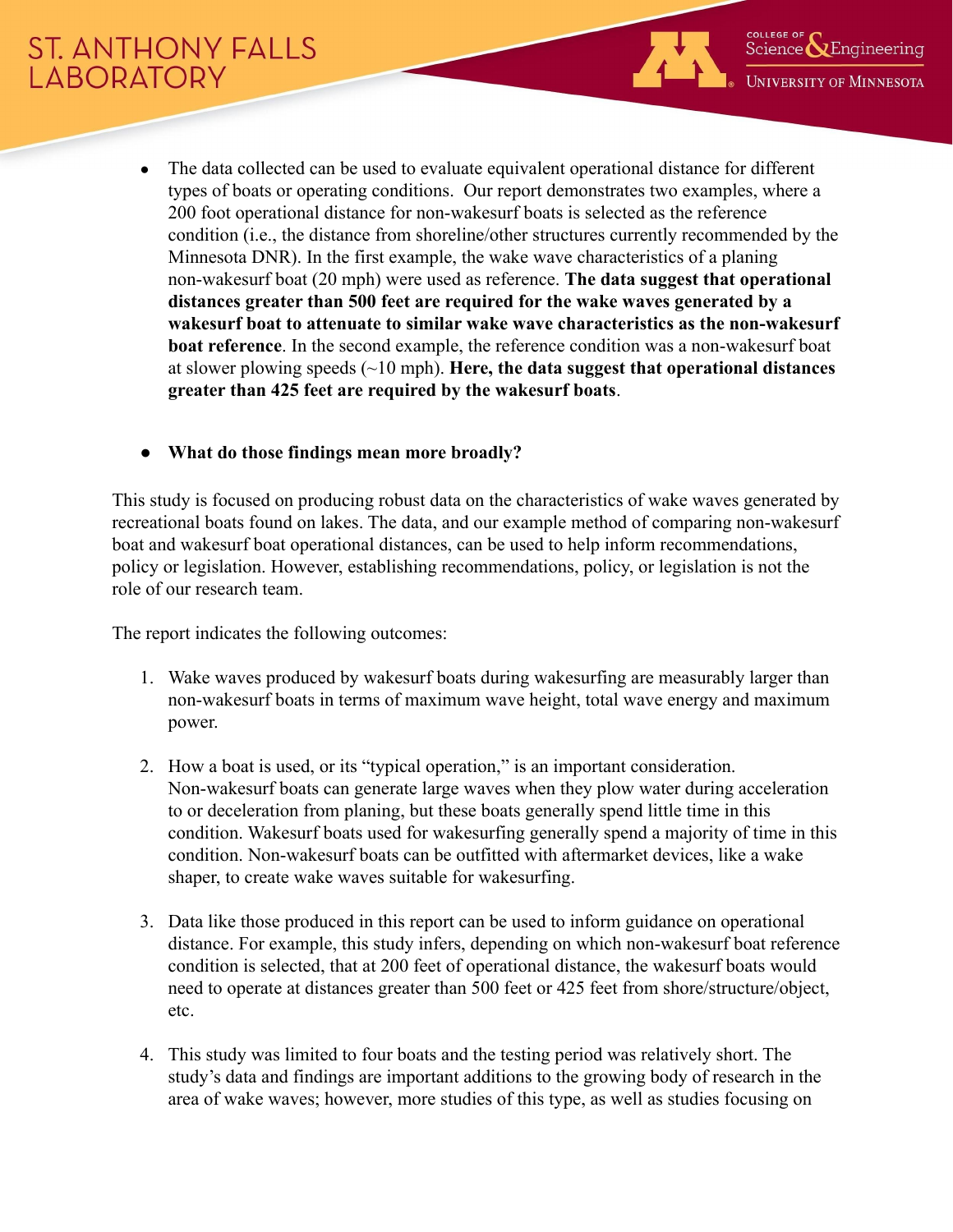- The data collected can be used to evaluate equivalent operational distance for different types of boats or operating conditions. Our report demonstrates two examples, where a 200 foot operational distance for non-wakesurf boats is selected as the reference condition (i.e., the distance from shoreline/other structures currently recommended by the Minnesota DNR). In the first example, the wake wave characteristics of a planing non-wakesurf boat (20 mph) were used as reference. **The data suggest that operational distances greater than 500 feet are required for the wake waves generated by a wakesurf boat to attenuate to similar wake wave characteristics as the non-wakesurf boat reference**. In the second example, the reference condition was a non-wakesurf boat at slower plowing speeds (~10 mph). **Here, the data suggest that operational distances greater than 425 feet are required by the wakesurf boats**.

- **What do those findings mean more broadly?**

This study is focused on producing robust data on the characteristics of wake waves generated by recreational boats found on lakes. The data, and our example method of comparing non-wakesurf boat and wakesurf boat operational distances, can be used to help inform recommendations, policy or legislation. However, establishing recommendations, policy, or legislation is not the role of our research team.

The report indicates the following outcomes:

1. Wake waves produced by wakesurf boats during wakesurfing are measurably larger than non-wakesurf boats in terms of maximum wave height, total wave energy and maximum power.

2. How a boat is used, or its "typical operation," is an important consideration. Non-wakesurf boats can generate large waves when they plow water during acceleration to or deceleration from planing, but these boats generally spend little time in this condition. Wakesurf boats used for wakesurfing generally spend a majority of time in this condition. Non-wakesurf boats can be outfitted with aftermarket devices, like a wake shaper, to create wake waves suitable for wakesurfing.

3. Data like those produced in this report can be used to inform guidance on operational distance. For example, this study infers, depending on which non-wakesurf boat reference condition is selected, that at 200 feet of operational distance, the wakesurf boats would need to operate at distances greater than 500 feet or 425 feet from shore/structure/object, etc.

4. This study was limited to four boats and the testing period was relatively short. The study's data and findings are important additions to the growing body of research in the area of wake waves; however, more studies of this type, as well as studies focusing on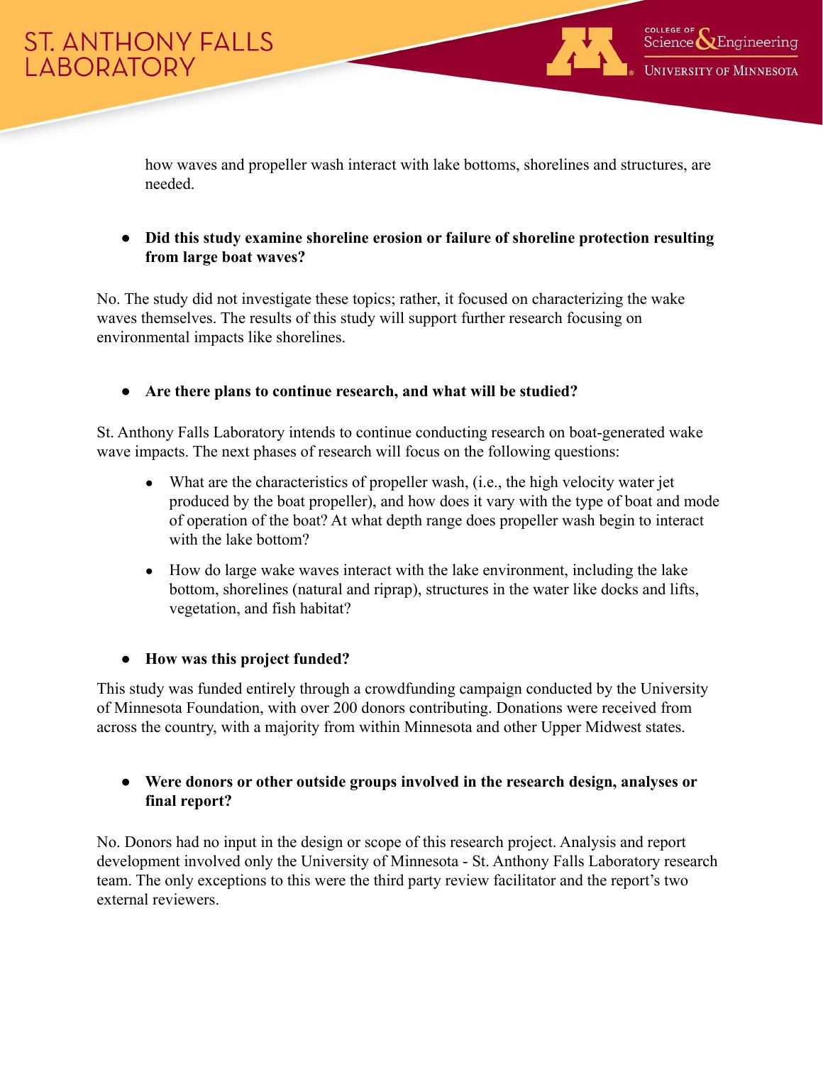how waves and propeller wash interact with lake bottoms, shorelines and structures, are needed.

- **Did this study examine shoreline erosion or failure of shoreline protection resulting from large boat waves?**

No. The study did not investigate these topics; rather, it focused on characterizing the wake waves themselves. The results of this study will support further research focusing on environmental impacts like shorelines.

- **Are there plans to continue research, and what will be studied?**

St. Anthony Falls Laboratory intends to continue conducting research on boat-generated wake wave impacts. The next phases of research will focus on the following questions:

- What are the characteristics of propeller wash, (i.e., the high velocity water jet produced by the boat propeller), and how does it vary with the type of boat and mode of operation of the boat? At what depth range does propeller wash begin to interact with the lake bottom?
- How do large wake waves interact with the lake environment, including the lake bottom, shorelines (natural and riprap), structures in the water like docks and lifts, vegetation, and fish habitat?

- **How was this project funded?**

This study was funded entirely through a crowdfunding campaign conducted by the University of Minnesota Foundation, with over 200 donors contributing. Donations were received from across the country, with a majority from within Minnesota and other Upper Midwest states.

- **Were donors or other outside groups involved in the research design, analyses or final report?**

No. Donors had no input in the design or scope of this research project. Analysis and report development involved only the University of Minnesota - St. Anthony Falls Laboratory research team. The only exceptions to this were the third party review facilitator and the report's two external reviewers.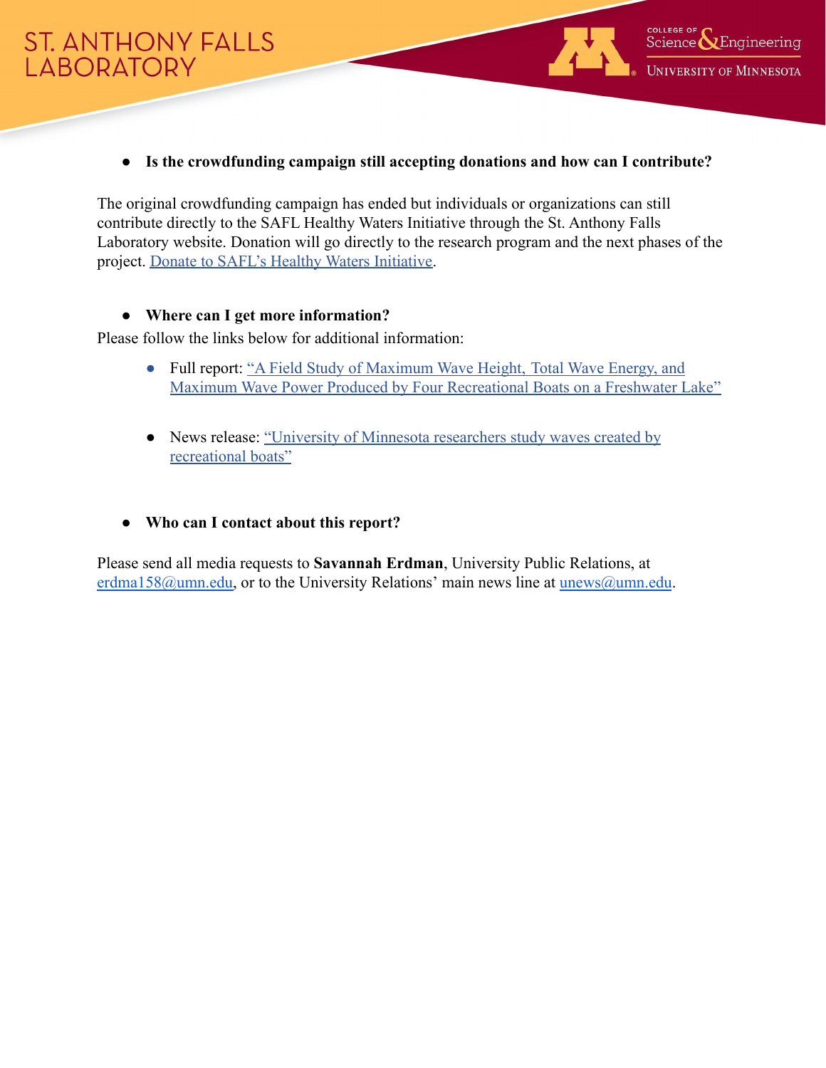- **Is the crowdfunding campaign still accepting donations and how can I contribute?**

The original crowdfunding campaign has ended but individuals or organizations can still contribute directly to the SAFL Healthy Waters Initiative through the St. Anthony Falls Laboratory website. Donation will go directly to the research program and the next phases of the project. Donate to SAFL's Healthy Waters Initiative.

- **Where can I get more information?**

Please follow the links below for additional information:

- Full report: "A Field Study of Maximum Wave Height, Total Wave Energy, and Maximum Wave Power Produced by Four Recreational Boats on a Freshwater Lake"

- News release: "University of Minnesota researchers study waves created by recreational boats"

- **Who can I contact about this report?**

Please send all media requests to **Savannah Erdman**, University Public Relations, at erdma158@umn.edu, or to the University Relations' main news line at unews@umn.edu.